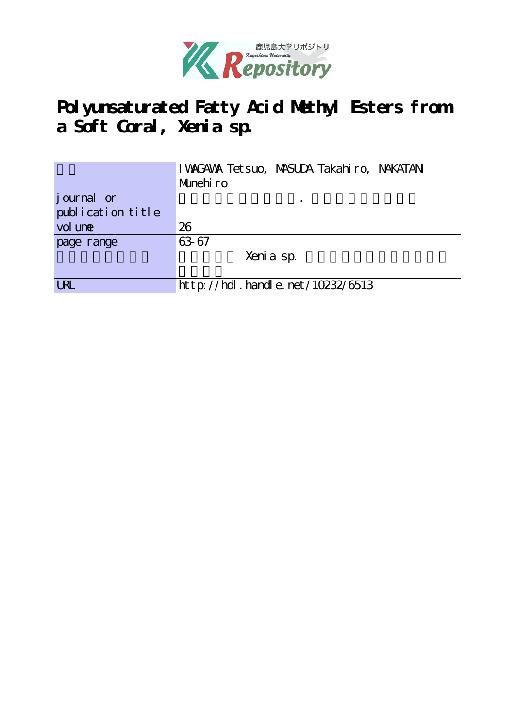鹿児島大学リポジトリ
Kagoshima University
Repository

# Polyunsaturated Fatty Acid Methyl Esters from a Soft Coral, Xenia sp.

| | |
|---|---|
| | IWAGAWA Tetsuo, MASUDA Takahiro, NAKATANI Munehiro |
| journal or publication title | |
| volume | 26 |
| page range | 63-67 |
| | Xenia sp. |
| URL | http://hdl.handle.net/10232/6513 |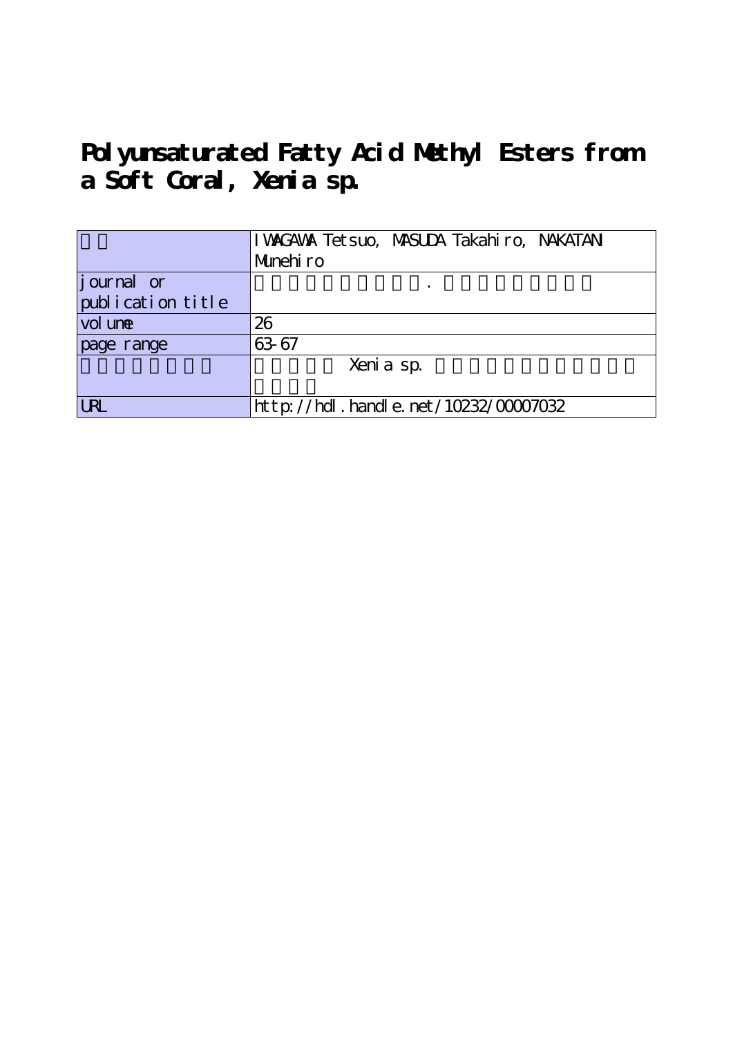# Polyunsaturated Fatty Acid Methyl Esters from a Soft Coral, Xenia sp.

| | |
|---|---|
| | IWAGAWA Tetsuo, MASUDA Takahiro, NAKATANI Munehiro |
| journal or publication title | . |
| volume | 26 |
| page range | 63-67 |
| | Xenia sp. |
| URL | http://hdl.handle.net/10232/00007032 |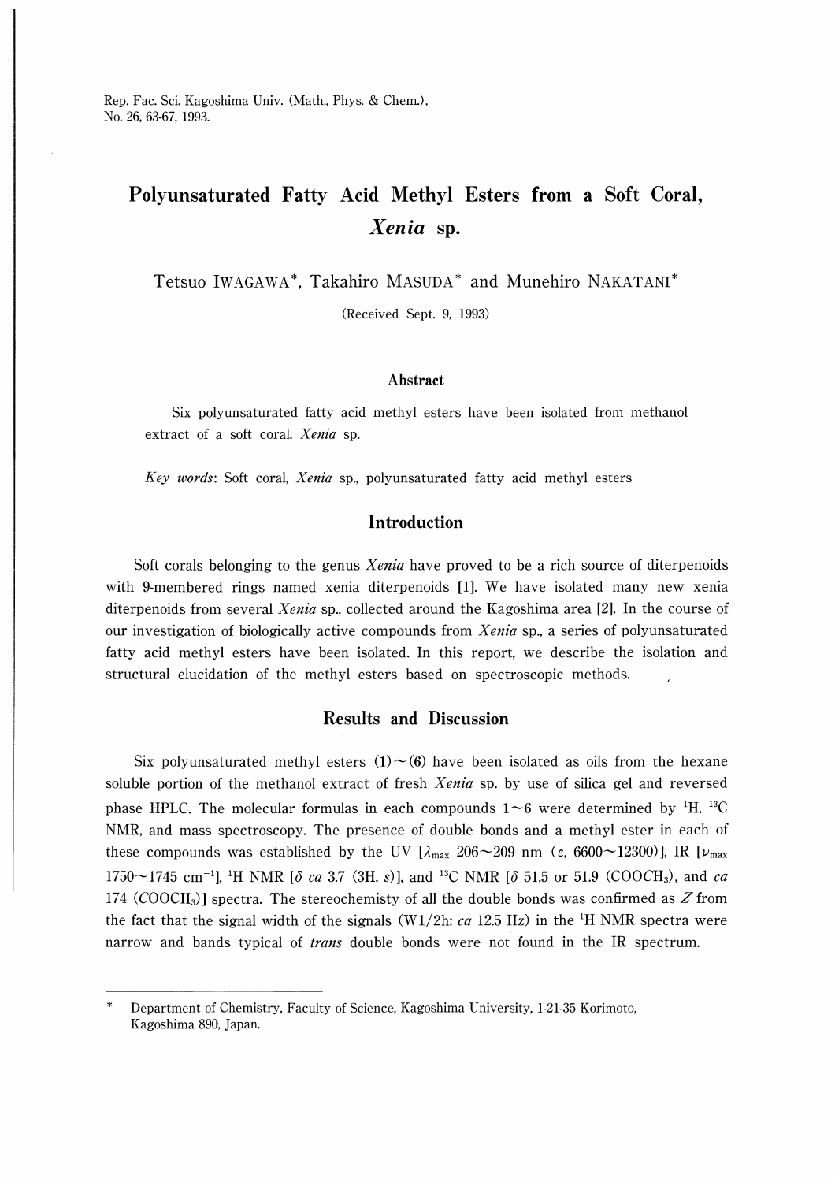Rep. Fac. Sci. Kagoshima Univ. (Math., Phys. & Chem.), No. 26, 63-67, 1993.

# Polyunsaturated Fatty Acid Methyl Esters from a Soft Coral, *Xenia* sp.

Tetsuo IWAGAWA*, Takahiro MASUDA* and Munehiro NAKATANI*

(Received Sept. 9, 1993)

## Abstract

Six polyunsaturated fatty acid methyl esters have been isolated from methanol extract of a soft coral, *Xenia* sp.

*Key words*: Soft coral, *Xenia* sp., polyunsaturated fatty acid methyl esters

## Introduction

Soft corals belonging to the genus *Xenia* have proved to be a rich source of diterpenoids with 9-membered rings named xenia diterpenoids [1]. We have isolated many new xenia diterpenoids from several *Xenia* sp., collected around the Kagoshima area [2]. In the course of our investigation of biologically active compounds from *Xenia* sp., a series of polyunsaturated fatty acid methyl esters have been isolated. In this report, we describe the isolation and structural elucidation of the methyl esters based on spectroscopic methods.

## Results and Discussion

Six polyunsaturated methyl esters (**1**)~(**6**) have been isolated as oils from the hexane soluble portion of the methanol extract of fresh *Xenia* sp. by use of silica gel and reversed phase HPLC. The molecular formulas in each compounds **1**~**6** were determined by $^{1}H$, $^{13}C$ NMR, and mass spectroscopy. The presence of double bonds and a methyl ester in each of these compounds was established by the UV [$\lambda_{max}$ 206~209 nm ($\varepsilon$, 6600~12300)], IR [$\nu_{max}$ 1750~1745 $cm^{-1}$], $^{1}H$ NMR [$\delta$ *ca* 3.7 (3H, *s*)], and $^{13}C$ NMR [$\delta$ 51.5 or 51.9 ($COOCH_3$), and *ca* 174 ($COOCH_3$)] spectra. The stereochemisty of all the double bonds was confirmed as *Z* from the fact that the signal width of the signals (W1/2h: *ca* 12.5 Hz) in the $^{1}H$ NMR spectra were narrow and bands typical of *trans* double bonds were not found in the IR spectrum.

---

\* Department of Chemistry, Faculty of Science, Kagoshima University, 1-21-35 Korimoto, Kagoshima 890, Japan.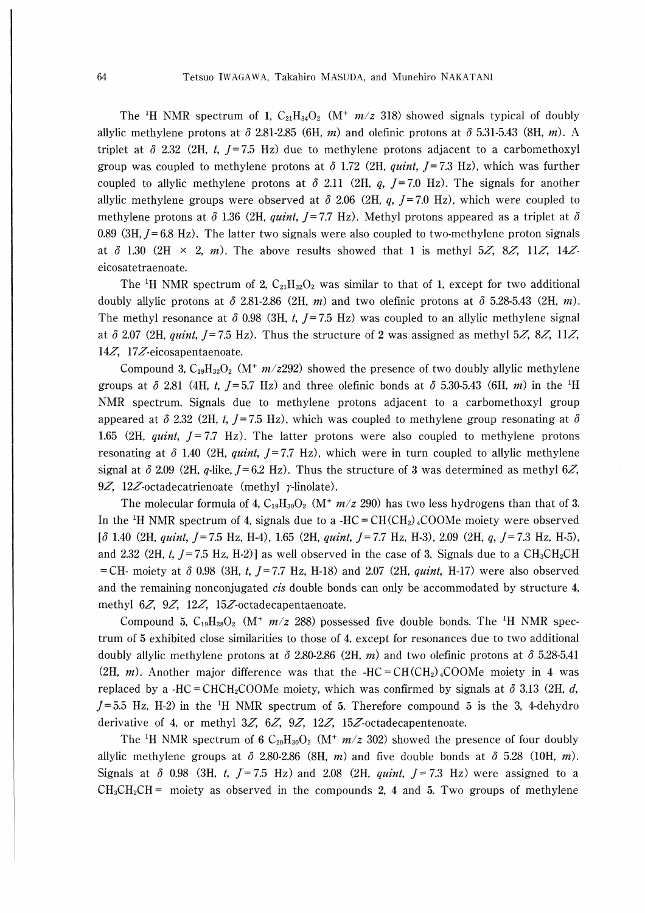The $^1H$ NMR spectrum of **1**, $C_{21}H_{34}O_2$ ($M^+$ $m/z$ 318) showed signals typical of doubly allylic methylene protons at $\delta$ 2.81-2.85 (6H, *m*) and olefinic protons at $\delta$ 5.31-5.43 (8H, *m*). A triplet at $\delta$ 2.32 (2H, *t*, $J$=7.5 Hz) due to methylene protons adjacent to a carbomethoxyl group was coupled to methylene protons at $\delta$ 1.72 (2H, *quint*, $J$=7.3 Hz), which was further coupled to allylic methylene protons at $\delta$ 2.11 (2H, *q*, $J$=7.0 Hz). The signals for another allylic methylene groups were observed at $\delta$ 2.06 (2H, *q*, $J$=7.0 Hz), which were coupled to methylene protons at $\delta$ 1.36 (2H, *quint*, $J$=7.7 Hz). Methyl protons appeared as a triplet at $\delta$ 0.89 (3H, $J$=6.8 Hz). The latter two signals were also coupled to two-methylene proton signals at $\delta$ 1.30 (2H $\times$ 2, *m*). The above results showed that **1** is methyl 5*Z*, 8*Z*, 11*Z*, 14*Z*-eicosatetraenoate.

The $^1H$ NMR spectrum of **2**, $C_{21}H_{32}O_2$ was similar to that of **1**, except for two additional doubly allylic protons at $\delta$ 2.81-2.86 (2H, *m*) and two olefinic protons at $\delta$ 5.28-5.43 (2H, *m*). The methyl resonance at $\delta$ 0.98 (3H, *t*, $J$=7.5 Hz) was coupled to an allylic methylene signal at $\delta$ 2.07 (2H, *quint*, $J$=7.5 Hz). Thus the structure of **2** was assigned as methyl 5*Z*, 8*Z*, 11*Z*, 14*Z*, 17*Z*-eicosapentaenoate.

Compound **3**, $C_{19}H_{32}O_2$ ($M^+$ $m/z$292) showed the presence of two doubly allylic methylene groups at $\delta$ 2.81 (4H, *t*, $J$=5.7 Hz) and three olefinic bonds at $\delta$ 5.30-5.43 (6H, *m*) in the $^1H$ NMR spectrum. Signals due to methylene protons adjacent to a carbomethoxyl group appeared at $\delta$ 2.32 (2H, *t*, $J$=7.5 Hz), which was coupled to methylene group resonating at $\delta$ 1.65 (2H, *quint*, $J$=7.7 Hz). The latter protons were also coupled to methylene protons resonating at $\delta$ 1.40 (2H, *quint*, $J$=7.7 Hz), which were in turn coupled to allylic methylene signal at $\delta$ 2.09 (2H, *q*-like, $J$=6.2 Hz). Thus the structure of **3** was determined as methyl 6*Z*, 9*Z*, 12*Z*-octadecatrienoate (methyl $\gamma$-linolate).

The molecular formula of **4**, $C_{19}H_{30}O_2$ ($M^+$ $m/z$ 290) has two less hydrogens than that of **3**. In the $^1H$ NMR spectrum of **4**, signals due to a -HC=CH$(CH_2)_4$COOMe moiety were observed [$\delta$ 1.40 (2H, *quint*, $J$=7.5 Hz, H-4), 1.65 (2H, *quint*, $J$=7.7 Hz, H-3), 2.09 (2H, *q*, $J$=7.3 Hz, H-5), and 2.32 (2H, *t*, $J$=7.5 Hz, H-2)] as well observed in the case of **3**. Signals due to a $CH_3CH_2CH$=CH- moiety at $\delta$ 0.98 (3H, *t*, $J$=7.7 Hz, H-18) and 2.07 (2H, *quint*, H-17) were also observed and the remaining nonconjugated *cis* double bonds can only be accommodated by structure **4**, methyl 6*Z*, 9*Z*, 12*Z*, 15*Z*-octadecapentaenoate.

Compound **5**, $C_{19}H_{28}O_2$ ($M^+$ $m/z$ 288) possessed five double bonds. The $^1H$ NMR spectrum of **5** exhibited close similarities to those of **4**, except for resonances due to two additional doubly allylic methylene protons at $\delta$ 2.80-2.86 (2H, *m*) and two olefinic protons at $\delta$ 5.28-5.41 (2H, *m*). Another major difference was that the -HC=CH$(CH_2)_4$COOMe moiety in **4** was replaced by a -HC=CHCH$_2$COOMe moiety, which was confirmed by signals at $\delta$ 3.13 (2H, *d*, $J$=5.5 Hz, H-2) in the $^1H$ NMR spectrum of **5**. Therefore compound **5** is the 3, 4-dehydro derivative of **4**, or methyl 3*Z*, 6*Z*, 9*Z*, 12*Z*, 15*Z*-octadecapentenoate.

The $^1H$ NMR spectrum of **6** $C_{20}H_{30}O_2$ ($M^+$ $m/z$ 302) showed the presence of four doubly allylic methylene groups at $\delta$ 2.80-2.86 (8H, *m*) and five double bonds at $\delta$ 5.28 (10H, *m*). Signals at $\delta$ 0.98 (3H, *t*, $J$=7.5 Hz) and 2.08 (2H, *quint*, $J$=7.3 Hz) were assigned to a $CH_3CH_2CH$= moiety as observed in the compounds **2**, **4** and **5**. Two groups of methylene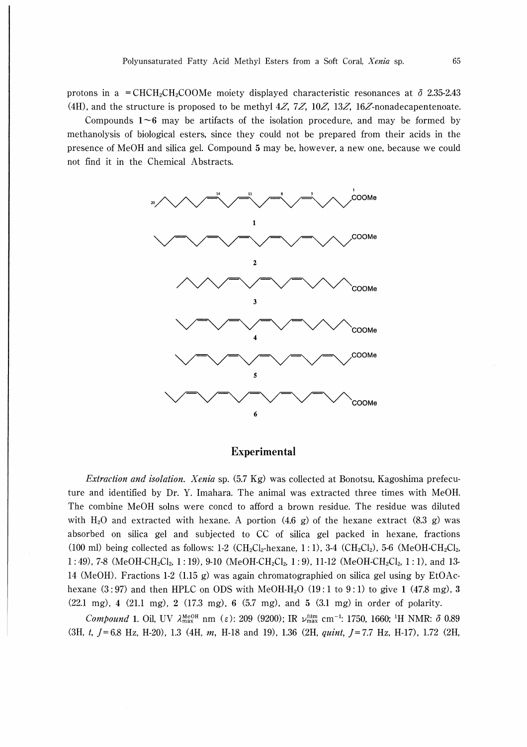protons in a $=CHCH_2CH_2COOMe$ moiety displayed characteristic resonances at δ 2.35-2.43 (4H), and the structure is proposed to be methyl 4*Z*, 7*Z*, 10*Z*, 13*Z*, 16*Z*-nonadecapentenoate.

Compounds **1**~**6** may be artifacts of the isolation procedure, and may be formed by methanolysis of biological esters, since they could not be prepared from their acids in the presence of MeOH and silica gel. Compound **5** may be, however, a new one, because we could not find it in the Chemical Abstracts.

**1**

**2**

**3**

**4**

**5**

**6**

## Experimental

*Extraction and isolation.* *Xenia* sp. (5.7 Kg) was collected at Bonotsu, Kagoshima prefecuture and identified by Dr. Y. Imahara. The animal was extracted three times with MeOH. The combine MeOH solns were concd to afford a brown residue. The residue was diluted with $H_2O$ and extracted with hexane. A portion (4.6 g) of the hexane extract (8.3 g) was absorbed on silica gel and subjected to CC of silica gel packed in hexane, fractions (100 ml) being collected as follows: 1-2 ($CH_2Cl_2$-hexane, 1 : 1), 3-4 ($CH_2Cl_2$), 5-6 (MeOH-$CH_2Cl_2$, 1 : 49), 7-8 (MeOH-$CH_2Cl_2$, 1 : 19), 9-10 (MeOH-$CH_2Cl_2$, 1 : 9), 11-12 (MeOH-$CH_2Cl_2$, 1 : 1), and 13-14 (MeOH). Fractions 1-2 (1.15 g) was again chromatographied on silica gel using by EtOAc-hexane (3 : 97) and then HPLC on ODS with MeOH-$H_2O$ (19 : 1 to 9 : 1) to give **1** (47.8 mg), **3** (22.1 mg), **4** (21.1 mg), **2** (17.3 mg), **6** (5.7 mg), and **5** (3.1 mg) in order of polarity.

*Compound* **1**. Oil, UV $\lambda_{max}^{MeOH}$ nm (ε): 209 (9200); IR $\nu_{max}^{film}$ cm$^{-1}$: 1750, 1660; $^1$H NMR: δ 0.89 (3H, *t*, *J*=6.8 Hz, H-20), 1.3 (4H, *m*, H-18 and 19), 1.36 (2H, *quint*, *J*=7.7 Hz, H-17), 1.72 (2H,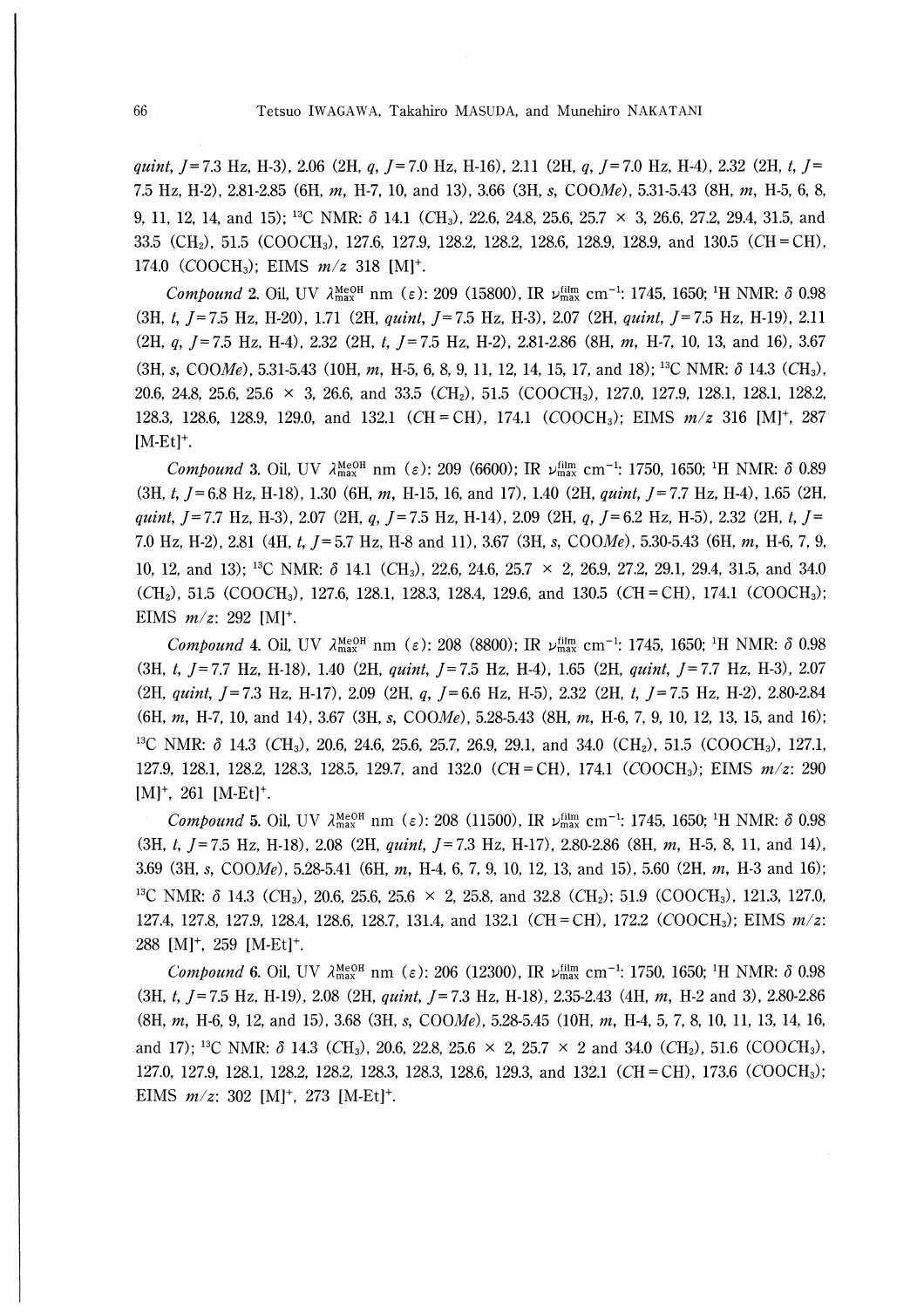*quint*, $J$=7.3 Hz, H-3), 2.06 (2H, *q*, $J$=7.0 Hz, H-16), 2.11 (2H, *q*, $J$=7.0 Hz, H-4), 2.32 (2H, *t*, $J$= 7.5 Hz, H-2), 2.81-2.85 (6H, *m*, H-7, 10, and 13), 3.66 (3H, *s*, COO*Me*), 5.31-5.43 (8H, *m*, H-5, 6, 8, 9, 11, 12, 14, and 15); $^{13}$C NMR: δ 14.1 ($CH_3$), 22.6, 24.8, 25.6, 25.7 × 3, 26.6, 27.2, 29.4, 31.5, and 33.5 ($CH_2$), 51.5 ($COOCH_3$), 127.6, 127.9, 128.2, 128.2, 128.6, 128.9, 128.9, and 130.5 (*C*H=CH), 174.0 ($COOCH_3$); EIMS *m/z* 318 $[M]^+$.

*Compound* 2. Oil, UV $\lambda_{max}^{MeOH}$ nm (ε): 209 (15800), IR $\nu_{max}^{film}$ cm$^{-1}$: 1745, 1650; $^1$H NMR: δ 0.98 (3H, *t*, $J$=7.5 Hz, H-20), 1.71 (2H, *quint*, $J$=7.5 Hz, H-3), 2.07 (2H, *quint*, $J$=7.5 Hz, H-19), 2.11 (2H, *q*, $J$=7.5 Hz, H-4), 2.32 (2H, *t*, $J$=7.5 Hz, H-2), 2.81-2.86 (8H, *m*, H-7, 10, 13, and 16), 3.67 (3H, *s*, COO*Me*), 5.31-5.43 (10H, *m*, H-5, 6, 8, 9, 11, 12, 14, 15, 17, and 18); $^{13}$C NMR: δ 14.3 ($CH_3$), 20.6, 24.8, 25.6, 25.6 × 3, 26.6, and 33.5 ($CH_2$), 51.5 ($COOCH_3$), 127.0, 127.9, 128.1, 128.1, 128.2, 128.3, 128.6, 128.9, 129.0, and 132.1 (*C*H=CH), 174.1 ($COOCH_3$); EIMS *m/z* 316 $[M]^+$, 287 $[M\text{-}Et]^+$.

*Compound* 3. Oil, UV $\lambda_{max}^{MeOH}$ nm (ε): 209 (6600); IR $\nu_{max}^{film}$ cm$^{-1}$: 1750, 1650; $^1$H NMR: δ 0.89 (3H, *t*, $J$=6.8 Hz, H-18), 1.30 (6H, *m*, H-15, 16, and 17), 1.40 (2H, *quint*, $J$=7.7 Hz, H-4), 1.65 (2H, *quint*, $J$=7.7 Hz, H-3), 2.07 (2H, *q*, $J$=7.5 Hz, H-14), 2.09 (2H, *q*, $J$=6.2 Hz, H-5), 2.32 (2H, *t*, $J$= 7.0 Hz, H-2), 2.81 (4H, *t*, $J$=5.7 Hz, H-8 and 11), 3.67 (3H, *s*, COO*Me*), 5.30-5.43 (6H, *m*, H-6, 7, 9, 10, 12, and 13); $^{13}$C NMR: δ 14.1 ($CH_3$), 22.6, 24.6, 25.7 × 2, 26.9, 27.2, 29.1, 29.4, 31.5, and 34.0 ($CH_2$), 51.5 ($COOCH_3$), 127.6, 128.1, 128.3, 128.4, 129.6, and 130.5 (*C*H=CH), 174.1 ($COOCH_3$); EIMS *m/z*: 292 $[M]^+$.

*Compound* 4. Oil, UV $\lambda_{max}^{MeOH}$ nm (ε): 208 (8800); IR $\nu_{max}^{film}$ cm$^{-1}$: 1745, 1650; $^1$H NMR: δ 0.98 (3H, *t*, $J$=7.7 Hz, H-18), 1.40 (2H, *quint*, $J$=7.5 Hz, H-4), 1.65 (2H, *quint*, $J$=7.7 Hz, H-3), 2.07 (2H, *quint*, $J$=7.3 Hz, H-17), 2.09 (2H, *q*, $J$=6.6 Hz, H-5), 2.32 (2H, *t*, $J$=7.5 Hz, H-2), 2.80-2.84 (6H, *m*, H-7, 10, and 14), 3.67 (3H, *s*, COO*Me*), 5.28-5.43 (8H, *m*, H-6, 7, 9, 10, 12, 13, 15, and 16); $^{13}$C NMR: δ 14.3 ($CH_3$), 20.6, 24.6, 25.6, 25.7, 26.9, 29.1, and 34.0 ($CH_2$), 51.5 ($COOCH_3$), 127.1, 127.9, 128.1, 128.2, 128.3, 128.5, 129.7, and 132.0 (*C*H=CH), 174.1 ($COOCH_3$); EIMS *m/z*: 290 $[M]^+$, 261 $[M\text{-}Et]^+$.

*Compound* 5. Oil, UV $\lambda_{max}^{MeOH}$ nm (ε): 208 (11500), IR $\nu_{max}^{film}$ cm$^{-1}$: 1745, 1650; $^1$H NMR: δ 0.98 (3H, *t*, $J$=7.5 Hz, H-18), 2.08 (2H, *quint*, $J$=7.3 Hz, H-17), 2.80-2.86 (8H, *m*, H-5, 8, 11, and 14), 3.69 (3H, *s*, COO*Me*), 5.28-5.41 (6H, *m*, H-4, 6, 7, 9, 10, 12, 13, and 15), 5.60 (2H, *m*, H-3 and 16); $^{13}$C NMR: δ 14.3 ($CH_3$), 20.6, 25.6, 25.6 × 2, 25.8, and 32.8 ($CH_2$); 51.9 ($COOCH_3$), 121.3, 127.0, 127.4, 127.8, 127.9, 128.4, 128.6, 128.7, 131.4, and 132.1 (*C*H=CH), 172.2 ($COOCH_3$); EIMS *m/z*: 288 $[M]^+$, 259 $[M\text{-}Et]^+$.

*Compound* 6. Oil, UV $\lambda_{max}^{MeOH}$ nm (ε): 206 (12300), IR $\nu_{max}^{film}$ cm$^{-1}$: 1750, 1650; $^1$H NMR: δ 0.98 (3H, *t*, $J$=7.5 Hz, H-19), 2.08 (2H, *quint*, $J$=7.3 Hz, H-18), 2.35-2.43 (4H, *m*, H-2 and 3), 2.80-2.86 (8H, *m*, H-6, 9, 12, and 15), 3.68 (3H, *s*, COO*Me*), 5.28-5.45 (10H, *m*, H-4, 5, 7, 8, 10, 11, 13, 14, 16, and 17); $^{13}$C NMR: δ 14.3 ($CH_3$), 20.6, 22.8, 25.6 × 2, 25.7 × 2 and 34.0 ($CH_2$), 51.6 ($COOCH_3$), 127.0, 127.9, 128.1, 128.2, 128.2, 128.3, 128.3, 128.6, 129.3, and 132.1 (*C*H=CH), 173.6 ($COOCH_3$); EIMS *m/z*: 302 $[M]^+$, 273 $[M\text{-}Et]^+$.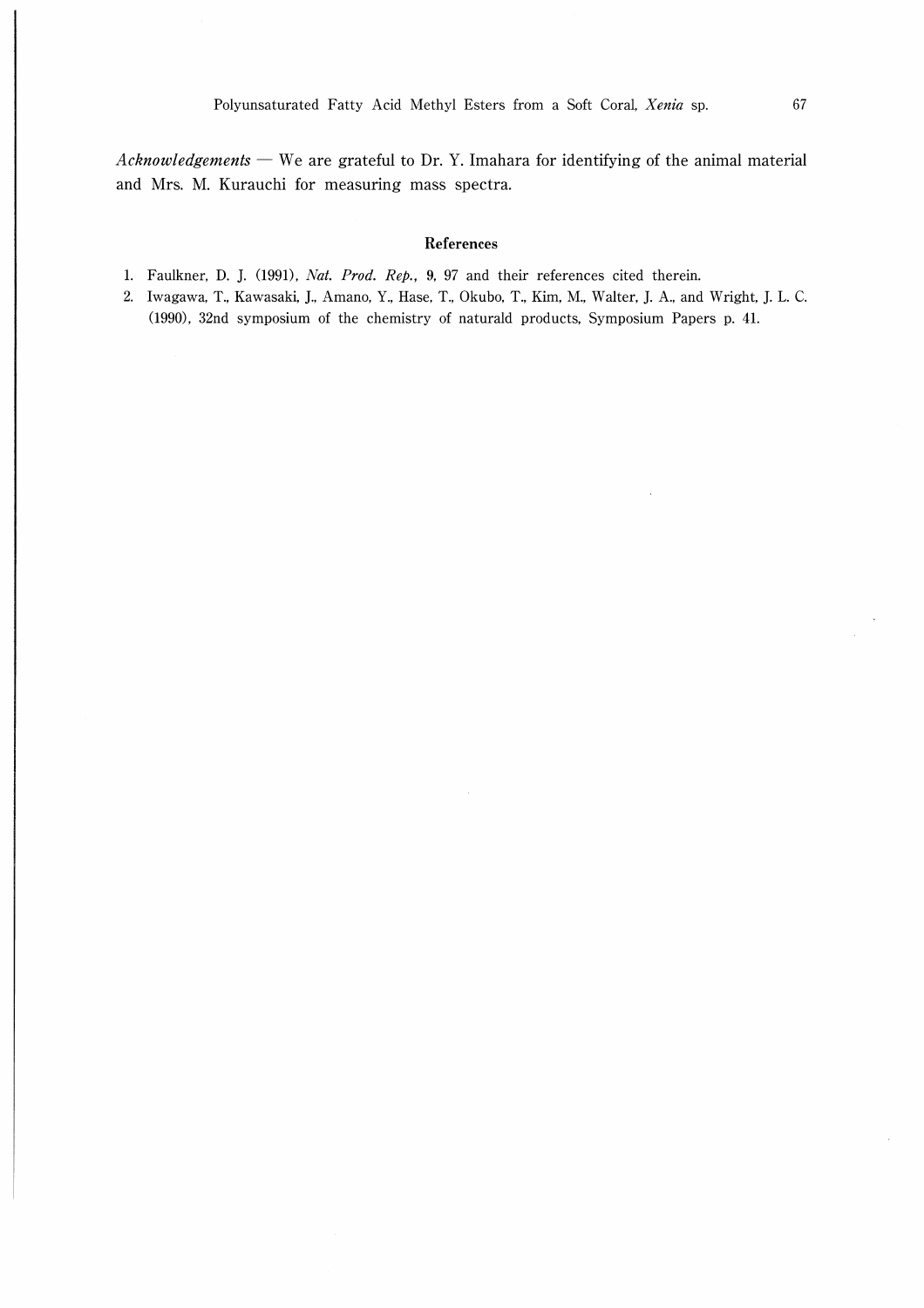*Acknowledgements* — We are grateful to Dr. Y. Imahara for identifying of the animal material and Mrs. M. Kurauchi for measuring mass spectra.

## References

1. Faulkner, D. J. (1991), *Nat. Prod. Rep.*, **9**, 97 and their references cited therein.
2. Iwagawa, T., Kawasaki, J., Amano, Y., Hase, T., Okubo, T., Kim, M., Walter, J. A., and Wright, J. L. C. (1990), 32nd symposium of the chemistry of naturald products, Symposium Papers p. 41.